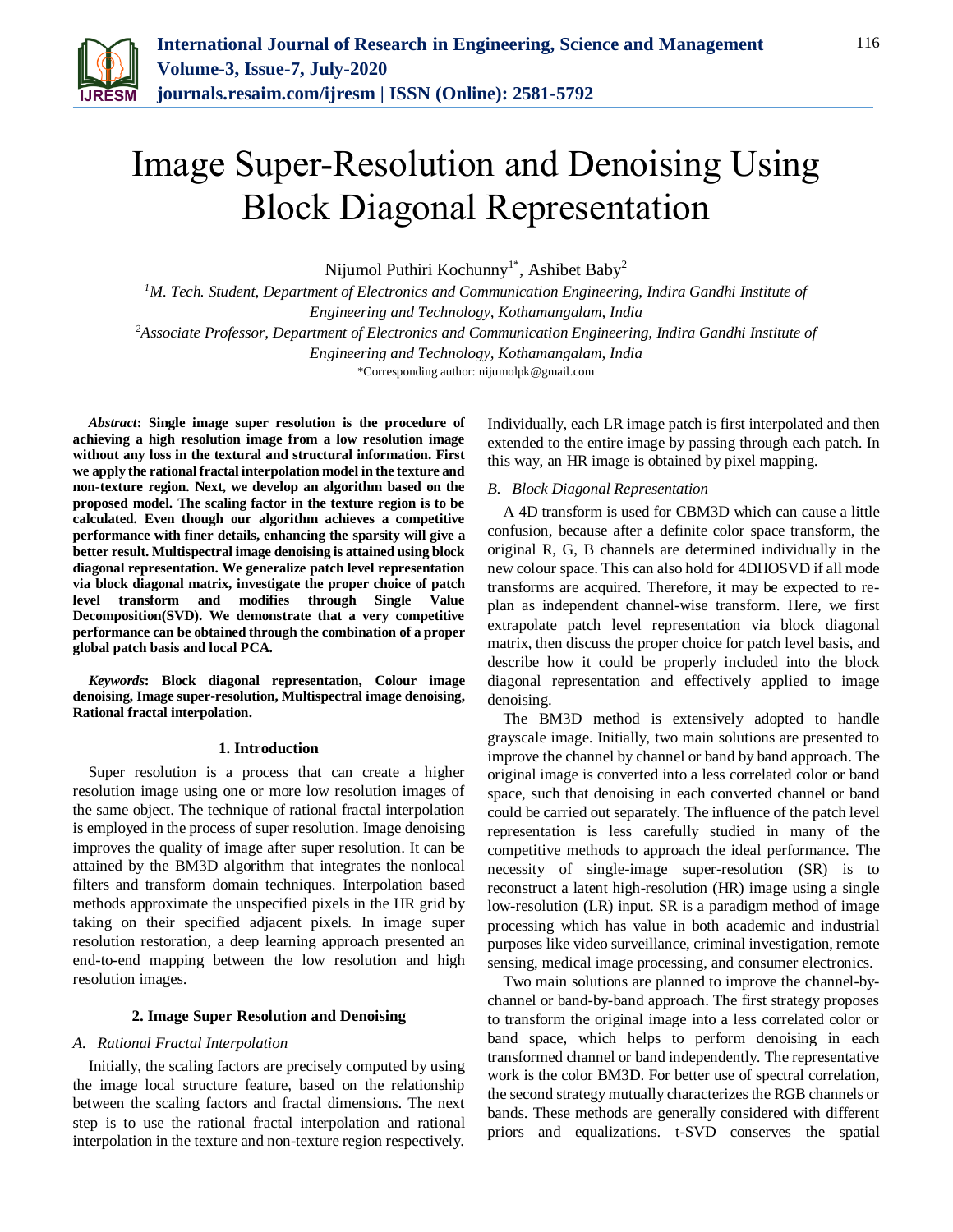# Image Super-Resolution and Denoising Using Block Diagonal Representation

Nijumol Puthiri Kochunny[1*], Ashibet Baby[2]

[1]*M. Tech. Student, Department of Electronics and Communication Engineering, Indira Gandhi Institute of Engineering and Technology, Kothamangalam, India*

[2]*Associate Professor, Department of Electronics and Communication Engineering, Indira Gandhi Institute of Engineering and Technology, Kothamangalam, India*

*Corresponding author: nijumolpk@gmail.com

***Abstract*: Single image super resolution is the procedure of achieving a high resolution image from a low resolution image without any loss in the textural and structural information. First we apply the rational fractal interpolation model in the texture and non-texture region. Next, we develop an algorithm based on the proposed model. The scaling factor in the texture region is to be calculated. Even though our algorithm achieves a competitive performance with finer details, enhancing the sparsity will give a better result. Multispectral image denoising is attained using block diagonal representation. We generalize patch level representation via block diagonal matrix, investigate the proper choice of patch level transform and modifies through Single Value Decomposition(SVD). We demonstrate that a very competitive performance can be obtained through the combination of a proper global patch basis and local PCA.**

***Keywords*: Block diagonal representation, Colour image denoising, Image super-resolution, Multispectral image denoising, Rational fractal interpolation.**

## 1. Introduction

Super resolution is a process that can create a higher resolution image using one or more low resolution images of the same object. The technique of rational fractal interpolation is employed in the process of super resolution. Image denoising improves the quality of image after super resolution. It can be attained by the BM3D algorithm that integrates the nonlocal filters and transform domain techniques. Interpolation based methods approximate the unspecified pixels in the HR grid by taking on their specified adjacent pixels. In image super resolution restoration, a deep learning approach presented an end-to-end mapping between the low resolution and high resolution images.

## 2. Image Super Resolution and Denoising

### *A. Rational Fractal Interpolation*

Initially, the scaling factors are precisely computed by using the image local structure feature, based on the relationship between the scaling factors and fractal dimensions. The next step is to use the rational fractal interpolation and rational interpolation in the texture and non-texture region respectively. Individually, each LR image patch is first interpolated and then extended to the entire image by passing through each patch. In this way, an HR image is obtained by pixel mapping.

### *B. Block Diagonal Representation*

A 4D transform is used for CBM3D which can cause a little confusion, because after a definite color space transform, the original R, G, B channels are determined individually in the new colour space. This can also hold for 4DHOSVD if all mode transforms are acquired. Therefore, it may be expected to re-plan as independent channel-wise transform. Here, we first extrapolate patch level representation via block diagonal matrix, then discuss the proper choice for patch level basis, and describe how it could be properly included into the block diagonal representation and effectively applied to image denoising.

The BM3D method is extensively adopted to handle grayscale image. Initially, two main solutions are presented to improve the channel by channel or band by band approach. The original image is converted into a less correlated color or band space, such that denoising in each converted channel or band could be carried out separately. The influence of the patch level representation is less carefully studied in many of the competitive methods to approach the ideal performance. The necessity of single-image super-resolution (SR) is to reconstruct a latent high-resolution (HR) image using a single low-resolution (LR) input. SR is a paradigm method of image processing which has value in both academic and industrial purposes like video surveillance, criminal investigation, remote sensing, medical image processing, and consumer electronics.

Two main solutions are planned to improve the channel-by-channel or band-by-band approach. The first strategy proposes to transform the original image into a less correlated color or band space, which helps to perform denoising in each transformed channel or band independently. The representative work is the color BM3D. For better use of spectral correlation, the second strategy mutually characterizes the RGB channels or bands. These methods are generally considered with different priors and equalizations. t-SVD conserves the spatial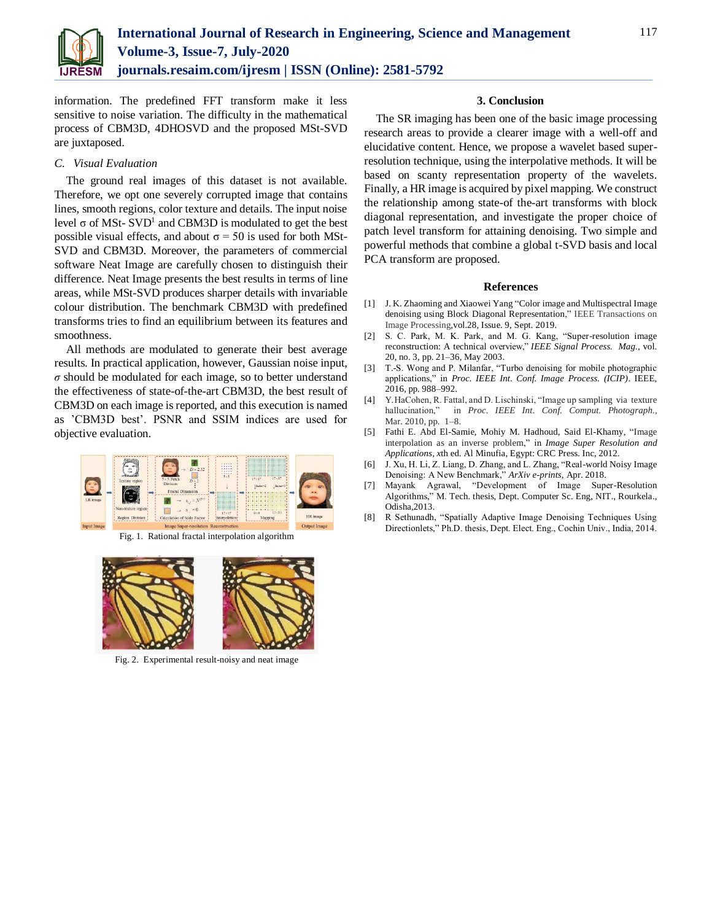information. The predefined FFT transform make it less sensitive to noise variation. The difficulty in the mathematical process of CBM3D, 4DHOSVD and the proposed MSt-SVD are juxtaposed.

### C. *Visual Evaluation*

The ground real images of this dataset is not available. Therefore, we opt one severely corrupted image that contains lines, smooth regions, color texture and details. The input noise level σ of MSt- SVD[1] and CBM3D is modulated to get the best possible visual effects, and about σ = 50 is used for both MSt-SVD and CBM3D. Moreover, the parameters of commercial software Neat Image are carefully chosen to distinguish their difference. Neat Image presents the best results in terms of line areas, while MSt-SVD produces sharper details with invariable colour distribution. The benchmark CBM3D with predefined transforms tries to find an equilibrium between its features and smoothness.

All methods are modulated to generate their best average results. In practical application, however, Gaussian noise input, *σ* should be modulated for each image, so to better understand the effectiveness of state-of-the-art CBM3D, the best result of CBM3D on each image is reported, and this execution is named as 'CBM3D best'. PSNR and SSIM indices are used for objective evaluation.

Fig. 1. Rational fractal interpolation algorithm

Fig. 2. Experimental result-noisy and neat image

## 3. Conclusion

The SR imaging has been one of the basic image processing research areas to provide a clearer image with a well-off and elucidative content. Hence, we propose a wavelet based super-resolution technique, using the interpolative methods. It will be based on scanty representation property of the wavelets. Finally, a HR image is acquired by pixel mapping. We construct the relationship among state-of the-art transforms with block diagonal representation, and investigate the proper choice of patch level transform for attaining denoising. Two simple and powerful methods that combine a global t-SVD basis and local PCA transform are proposed.

## References

[1] J. K. Zhaoming and Xiaowei Yang "Color image and Multispectral Image denoising using Block Diagonal Representation," IEEE Transactions on Image Processing,vol.28, Issue. 9, Sept. 2019.

[2] S. C. Park, M. K. Park, and M. G. Kang, "Super-resolution image reconstruction: A technical overview," *IEEE Signal Process. Mag.*, vol. 20, no. 3, pp. 21–36, May 2003.

[3] T.-S. Wong and P. Milanfar, "Turbo denoising for mobile photographic applications," in *Proc. IEEE Int. Conf. Image Process. (ICIP)*. IEEE, 2016, pp. 988–992.

[4] Y.HaCohen, R. Fattal, and D. Lischinski, "Image up sampling via texture hallucination," in *Proc. IEEE Int. Conf. Comput. Photograph.*, Mar. 2010, pp. 1–8.

[5] Fathi E. Abd El-Samie, Mohiy M. Hadhoud, Said El-Khamy, "Image interpolation as an inverse problem," in *Image Super Resolution and Applications*, *x*th ed. Al Minufia, Egypt: CRC Press. Inc, 2012.

[6] J. Xu, H. Li, Z. Liang, D. Zhang, and L. Zhang, "Real-world Noisy Image Denoising: A New Benchmark," *ArXiv e-prints*, Apr. 2018.

[7] Mayank Agrawal, "Development of Image Super-Resolution Algorithms," M. Tech. thesis, Dept. Computer Sc. Eng, NIT., Rourkela., Odisha,2013.

[8] R Sethunadh, "Spatially Adaptive Image Denoising Techniques Using Directionlets," Ph.D. thesis, Dept. Elect. Eng., Cochin Univ., India, 2014.